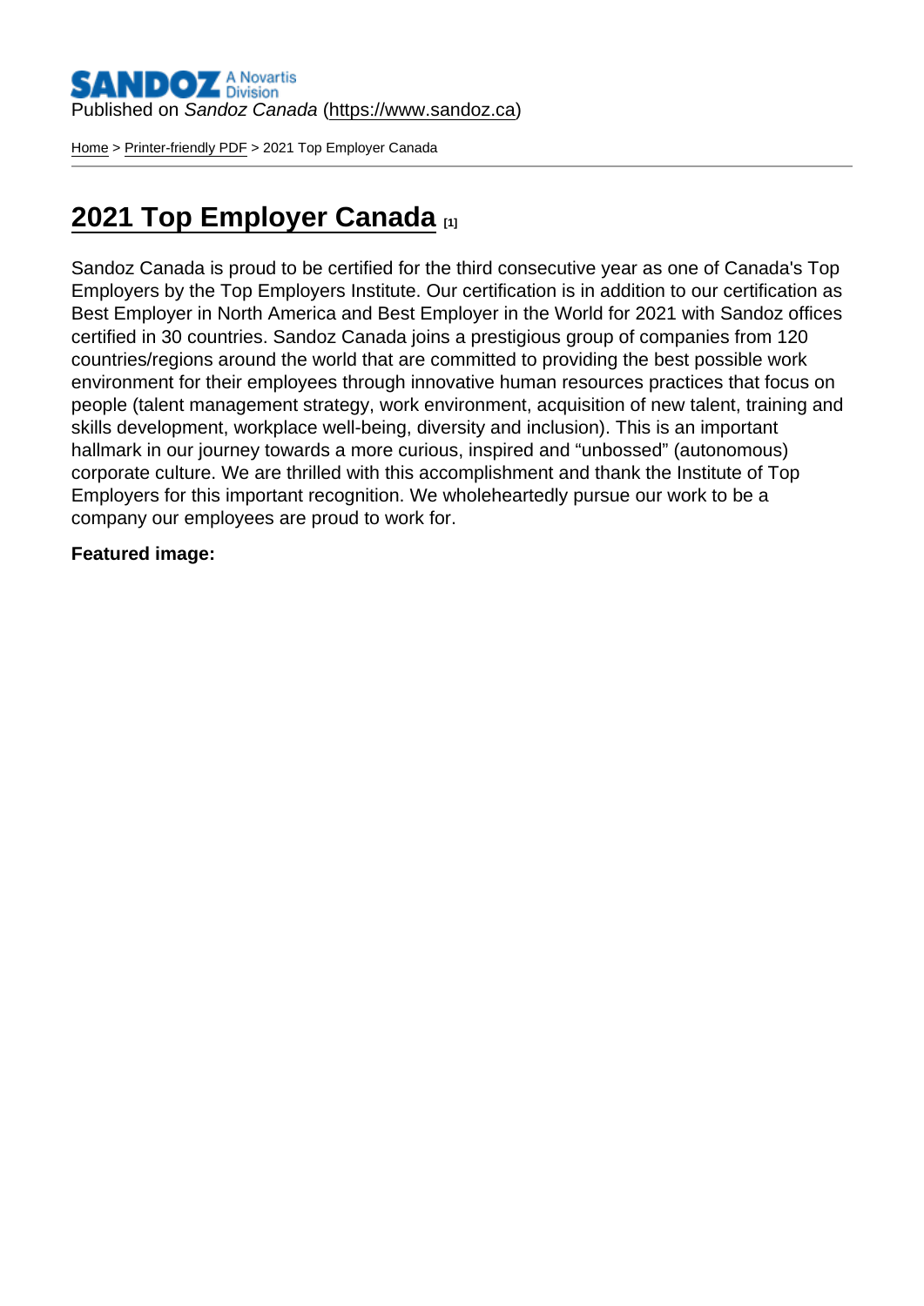Published on *Sandoz Canada* (https://www.sandoz.ca)

Home > Printer-friendly PDF > 2021 Top Employer Canada

# 2021 Top Employer Canada [1]

Sandoz Canada is proud to be certified for the third consecutive year as one of Canada's Top Employers by the Top Employers Institute. Our certification is in addition to our certification as Best Employer in North America and Best Employer in the World for 2021 with Sandoz offices certified in 30 countries. Sandoz Canada joins a prestigious group of companies from 120 countries/regions around the world that are committed to providing the best possible work environment for their employees through innovative human resources practices that focus on people (talent management strategy, work environment, acquisition of new talent, training and skills development, workplace well-being, diversity and inclusion). This is an important hallmark in our journey towards a more curious, inspired and "unbossed" (autonomous) corporate culture. We are thrilled with this accomplishment and thank the Institute of Top Employers for this important recognition. We wholeheartedly pursue our work to be a company our employees are proud to work for.

**Featured image:**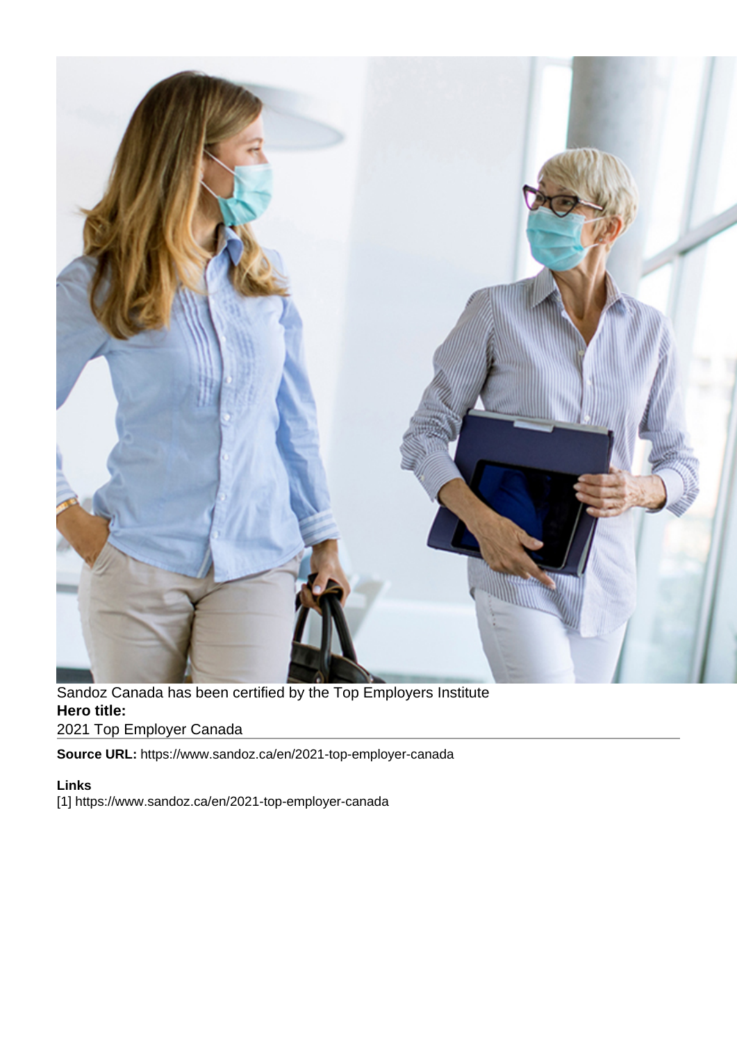Sandoz Canada has been certified by the Top Employers Institute

**Hero title:**

2021 Top Employer Canada

---

**Source URL:** https://www.sandoz.ca/en/2021-top-employer-canada

**Links**

[1] https://www.sandoz.ca/en/2021-top-employer-canada